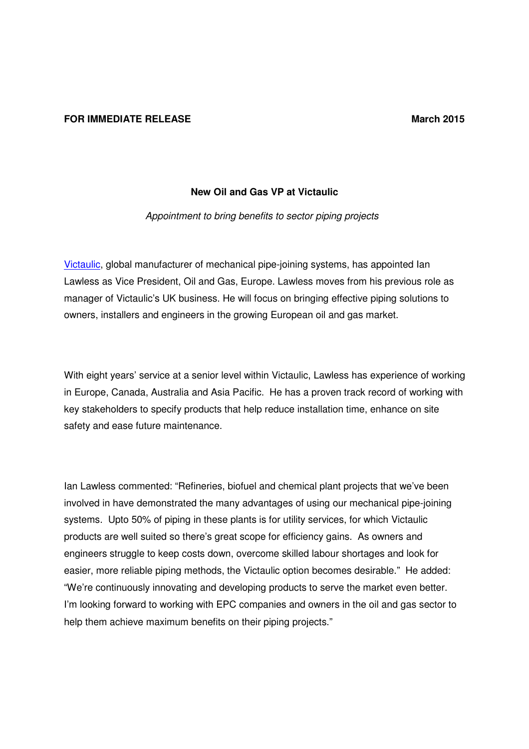**FOR IMMEDIATE RELEASE** **March 2015**

# New Oil and Gas VP at Victaulic

*Appointment to bring benefits to sector piping projects*

Victaulic, global manufacturer of mechanical pipe-joining systems, has appointed Ian Lawless as Vice President, Oil and Gas, Europe. Lawless moves from his previous role as manager of Victaulic's UK business. He will focus on bringing effective piping solutions to owners, installers and engineers in the growing European oil and gas market.

With eight years' service at a senior level within Victaulic, Lawless has experience of working in Europe, Canada, Australia and Asia Pacific. He has a proven track record of working with key stakeholders to specify products that help reduce installation time, enhance on site safety and ease future maintenance.

Ian Lawless commented: "Refineries, biofuel and chemical plant projects that we've been involved in have demonstrated the many advantages of using our mechanical pipe-joining systems. Upto 50% of piping in these plants is for utility services, for which Victaulic products are well suited so there's great scope for efficiency gains. As owners and engineers struggle to keep costs down, overcome skilled labour shortages and look for easier, more reliable piping methods, the Victaulic option becomes desirable." He added: "We're continuously innovating and developing products to serve the market even better. I'm looking forward to working with EPC companies and owners in the oil and gas sector to help them achieve maximum benefits on their piping projects."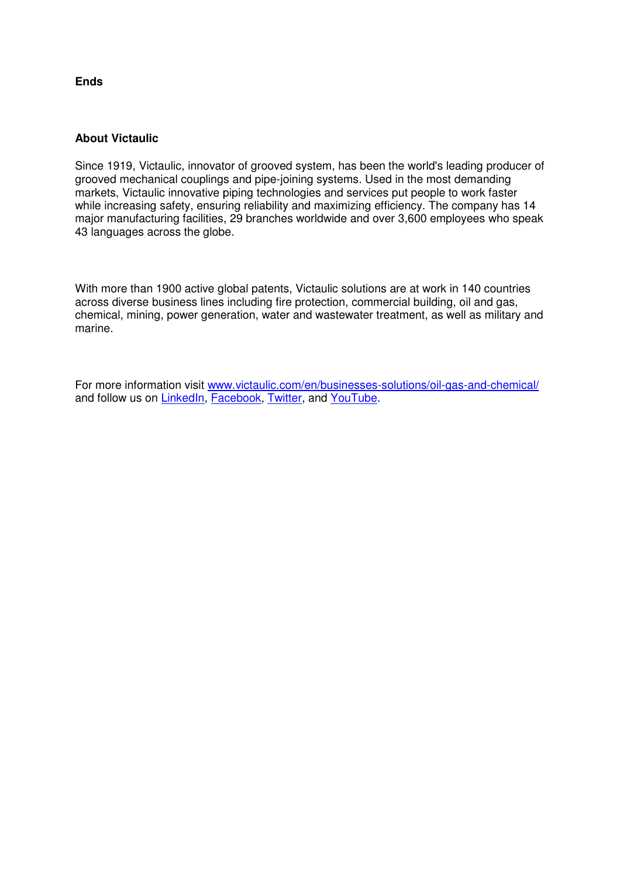**Ends**

**About Victaulic**

Since 1919, Victaulic, innovator of grooved system, has been the world's leading producer of grooved mechanical couplings and pipe-joining systems. Used in the most demanding markets, Victaulic innovative piping technologies and services put people to work faster while increasing safety, ensuring reliability and maximizing efficiency. The company has 14 major manufacturing facilities, 29 branches worldwide and over 3,600 employees who speak 43 languages across the globe.

With more than 1900 active global patents, Victaulic solutions are at work in 140 countries across diverse business lines including fire protection, commercial building, oil and gas, chemical, mining, power generation, water and wastewater treatment, as well as military and marine.

For more information visit www.victaulic.com/en/businesses-solutions/oil-gas-and-chemical/ and follow us on LinkedIn, Facebook, Twitter, and YouTube.